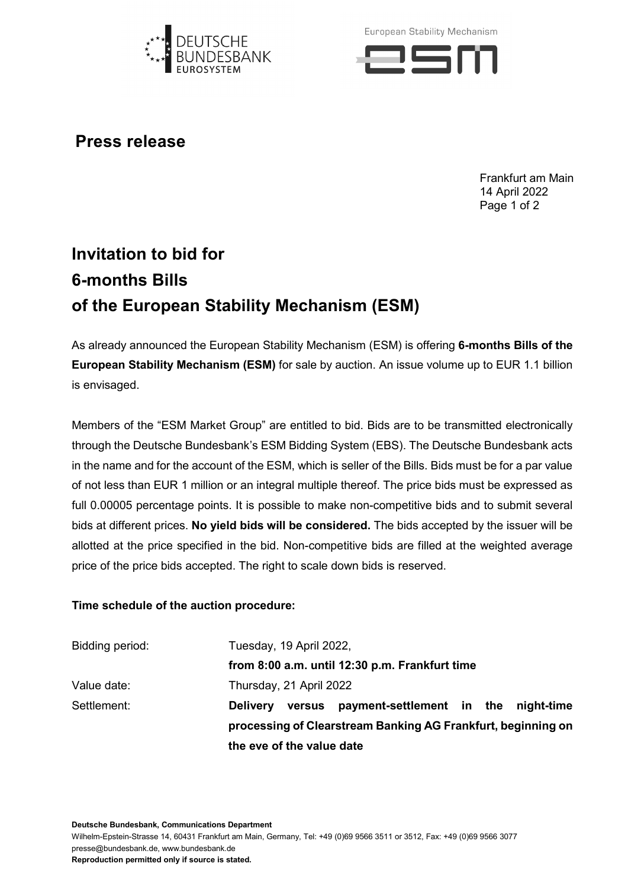# Press release

Frankfurt am Main
14 April 2022

## Invitation to bid for 6-months Bills of the European Stability Mechanism (ESM)

As already announced the European Stability Mechanism (ESM) is offering **6-months Bills of the European Stability Mechanism (ESM)** for sale by auction. An issue volume up to EUR 1.1 billion is envisaged.

Members of the "ESM Market Group" are entitled to bid. Bids are to be transmitted electronically through the Deutsche Bundesbank's ESM Bidding System (EBS). The Deutsche Bundesbank acts in the name and for the account of the ESM, which is seller of the Bills. Bids must be for a par value of not less than EUR 1 million or an integral multiple thereof. The price bids must be expressed as full 0.00005 percentage points. It is possible to make non-competitive bids and to submit several bids at different prices. **No yield bids will be considered.** The bids accepted by the issuer will be allotted at the price specified in the bid. Non-competitive bids are filled at the weighted average price of the price bids accepted. The right to scale down bids is reserved.

**Time schedule of the auction procedure:**

| | |
|---|---|
| Bidding period: | Tuesday, 19 April 2022, **from 8:00 a.m. until 12:30 p.m. Frankfurt time** |
| Value date: | Thursday, 21 April 2022 |
| Settlement: | **Delivery versus payment-settlement in the night-time processing of Clearstream Banking AG Frankfurt, beginning on the eve of the value date** |

**Deutsche Bundesbank, Communications Department**
Wilhelm-Epstein-Strasse 14, 60431 Frankfurt am Main, Germany, Tel: +49 (0)69 9566 3511 or 3512, Fax: +49 (0)69 9566 3077
presse@bundesbank.de, www.bundesbank.de
**Reproduction permitted only if source is stated.**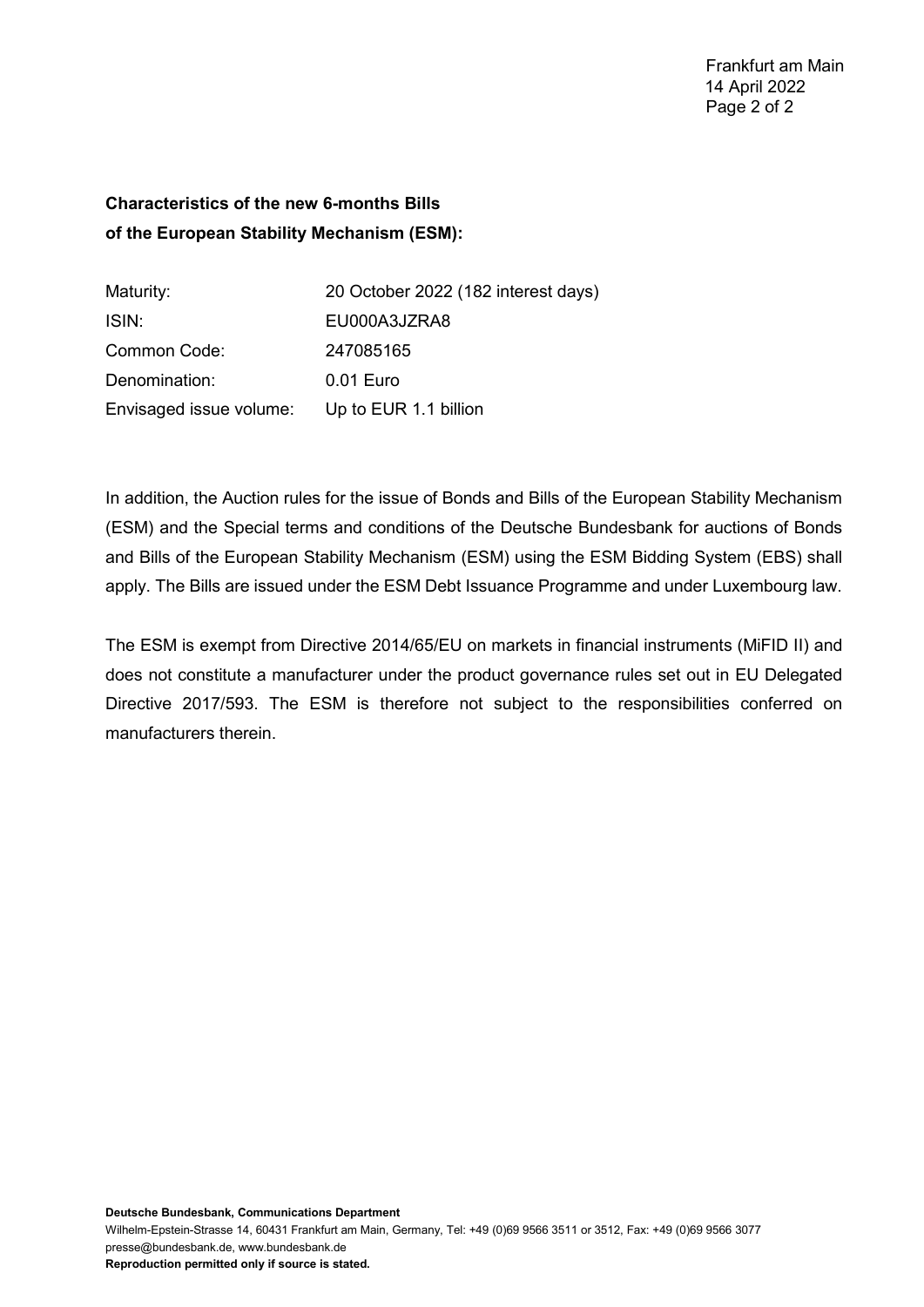**Characteristics of the new 6-months Bills of the European Stability Mechanism (ESM):**

| | |
|---|---|
| Maturity: | 20 October 2022 (182 interest days) |
| ISIN: | EU000A3JZRA8 |
| Common Code: | 247085165 |
| Denomination: | 0.01 Euro |
| Envisaged issue volume: | Up to EUR 1.1 billion |

In addition, the Auction rules for the issue of Bonds and Bills of the European Stability Mechanism (ESM) and the Special terms and conditions of the Deutsche Bundesbank for auctions of Bonds and Bills of the European Stability Mechanism (ESM) using the ESM Bidding System (EBS) shall apply. The Bills are issued under the ESM Debt Issuance Programme and under Luxembourg law.

The ESM is exempt from Directive 2014/65/EU on markets in financial instruments (MiFID II) and does not constitute a manufacturer under the product governance rules set out in EU Delegated Directive 2017/593. The ESM is therefore not subject to the responsibilities conferred on manufacturers therein.

**Deutsche Bundesbank, Communications Department**
Wilhelm-Epstein-Strasse 14, 60431 Frankfurt am Main, Germany, Tel: +49 (0)69 9566 3511 or 3512, Fax: +49 (0)69 9566 3077
presse@bundesbank.de, www.bundesbank.de
**Reproduction permitted only if source is stated.**